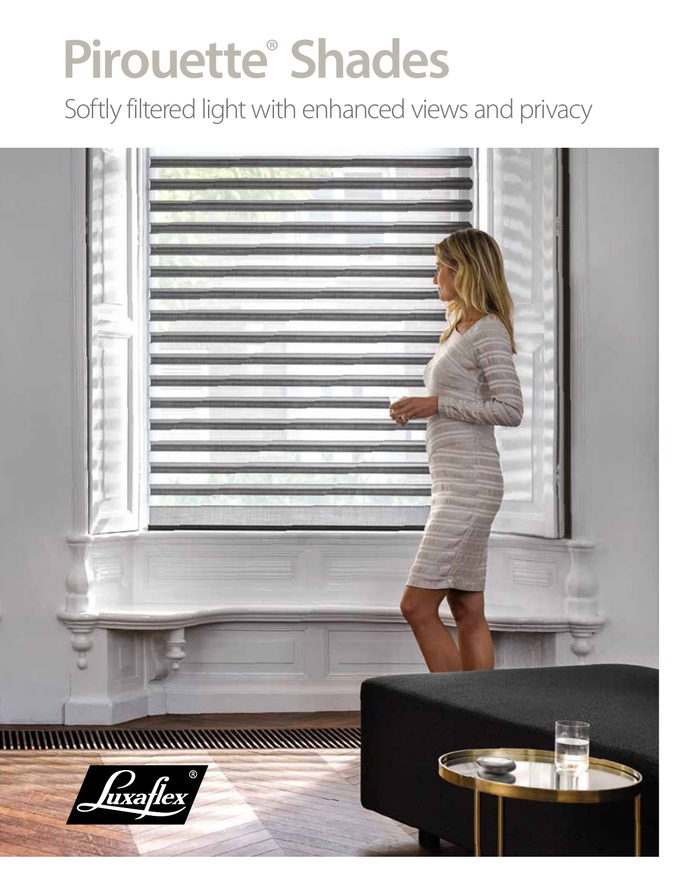# Pirouette® Shades

Softly filtered light with enhanced views and privacy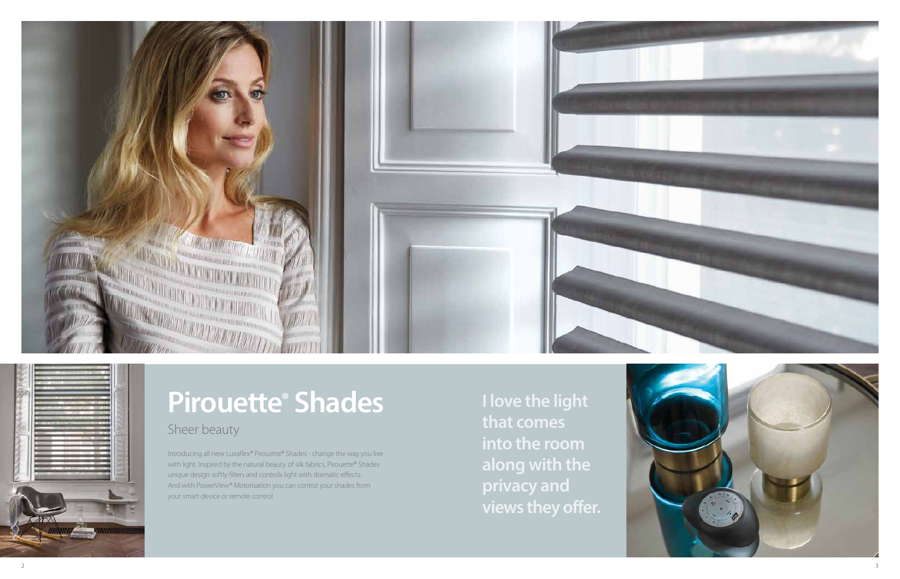# Pirouette® Shades

## Sheer beauty

Introducing all new Luxaflex® Pirouette® Shades - change the way you live with light. Inspired by the natural beauty of silk fabrics, Pirouette® Shades unique design softly filters and controls light with dramatic effects. And with PowerView® Motorisation you can control your shades from your smart device or remote control.

**I love the light that comes into the room along with the privacy and views they offer.**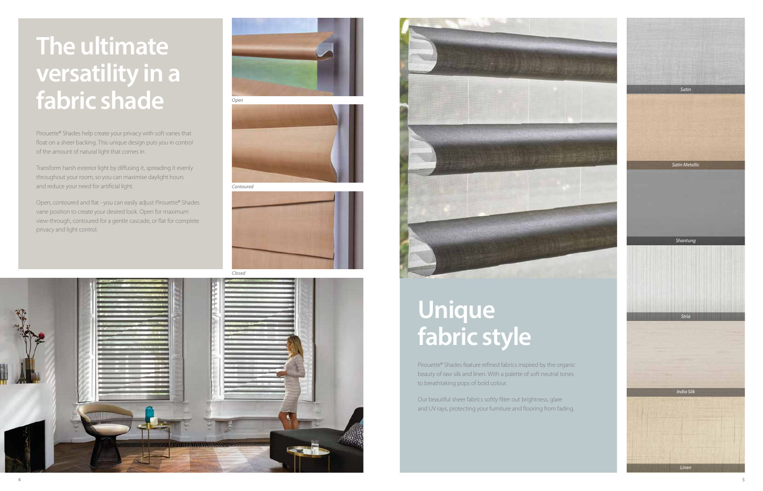# The ultimate versatility in a fabric shade

Pirouette® Shades help create your privacy with soft vanes that float on a sheer backing. This unique design puts you in control of the amount of natural light that comes in.

Transform harsh exterior light by diffusing it, spreading it evenly throughout your room, so you can maximise daylight hours and reduce your need for artificial light.

Open, contoured and flat - you can easily adjust Pirouette® Shades vane position to create your desired look. Open for maximum view-through, contoured for a gentle cascade, or flat for complete privacy and light control.

*Open*

*Contoured*

*Closed*

# Unique fabric style

Pirouette® Shades feature refined fabrics inspired by the organic beauty of raw silk and linen. With a palette of soft neutral tones to breathtaking pops of bold colour.

Our beautiful sheer fabrics softly filter out brightness, glare and UV rays, protecting your furniture and flooring from fading.

*Satin*

*Satin Metallic*

*Shantung*

*Stria*

*India Silk*

*Linen*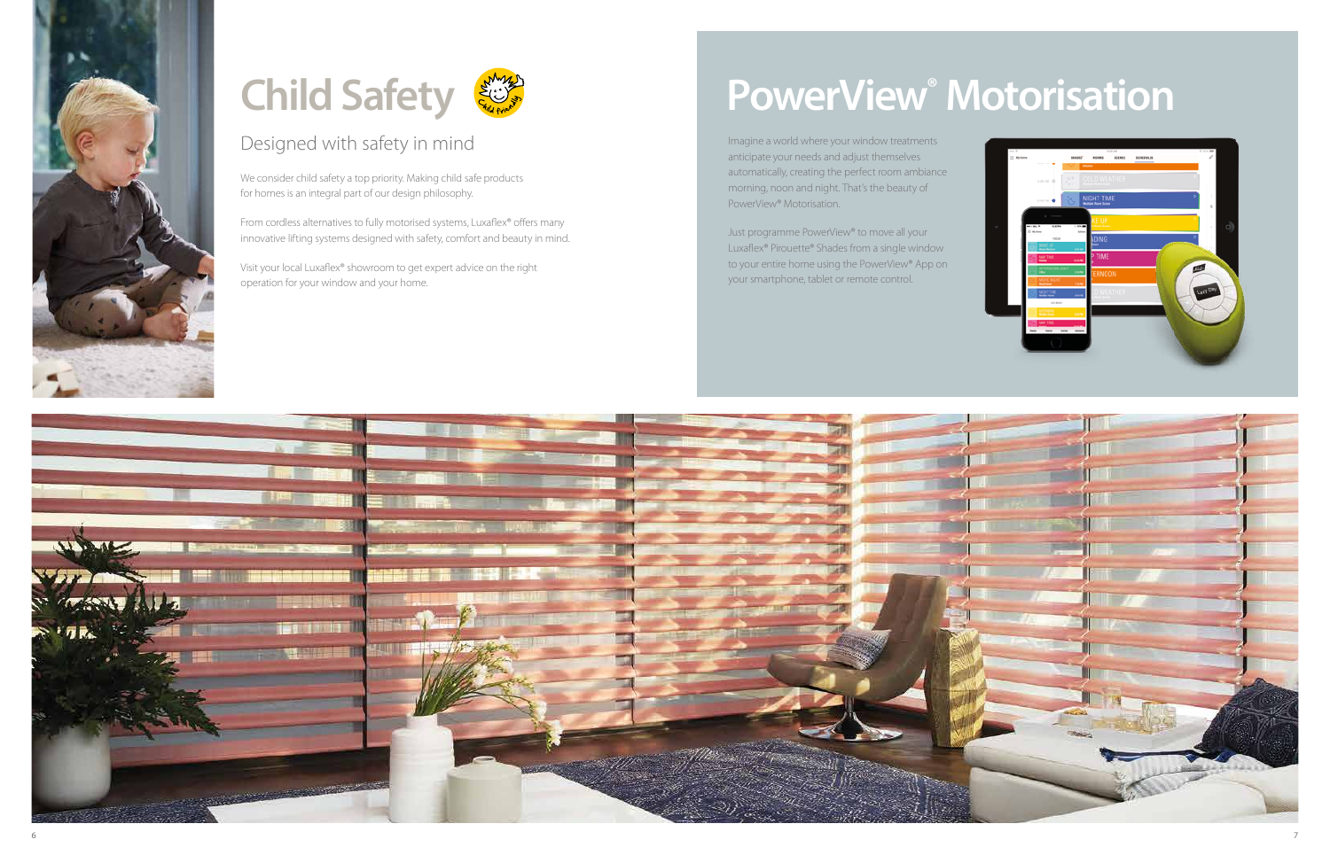# Child Safety

## Designed with safety in mind

We consider child safety a top priority. Making child safe products for homes is an integral part of our design philosophy.

From cordless alternatives to fully motorised systems, Luxaflex® offers many innovative lifting systems designed with safety, comfort and beauty in mind.

Visit your local Luxaflex® showroom to get expert advice on the right operation for your window and your home.

# PowerView® Motorisation

Imagine a world where your window treatments anticipate your needs and adjust themselves automatically, creating the perfect room ambiance morning, noon and night. That's the beauty of PowerView® Motorisation.

Just programme PowerView® to move all your Luxaflex® Pirouette® Shades from a single window to your entire home using the PowerView® App on your smartphone, tablet or remote control.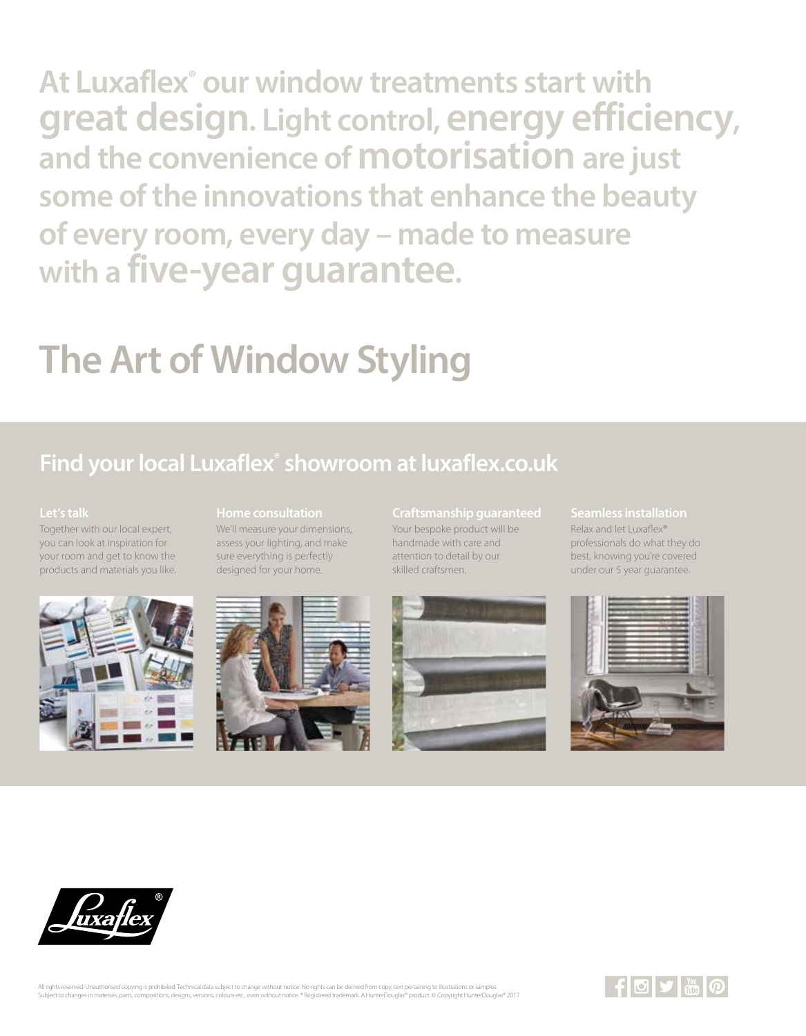At Luxaflex® our window treatments start with **great design.** Light control, **energy efficiency**, and the convenience of **motorisation** are just some of the innovations that enhance the beauty of every room, every day – made to measure with a **five-year guarantee.**

# The Art of Window Styling

## Find your local Luxaflex® showroom at luxaflex.co.uk

### Let's talk

Together with our local expert, you can look at inspiration for your room and get to know the products and materials you like.

### Home consultation

We'll measure your dimensions, assess your lighting, and make sure everything is perfectly designed for your home.

### Craftsmanship guaranteed

Your bespoke product will be handmade with care and attention to detail by our skilled craftsmen.

### Seamless installation

Relax and let Luxaflex® professionals do what they do best, knowing you're covered under our 5 year guarantee.

All rights reserved. Unauthorised copying is prohibited. Technical data subject to change without notice. No rights can be derived from copy, text pertaining to illustrations or samples. Subject to changes in materials, parts, compositions, designs, versions, colours etc., even without notice. ® Registered trademark. A HunterDouglas® product. © Copyright HunterDouglas® 2017